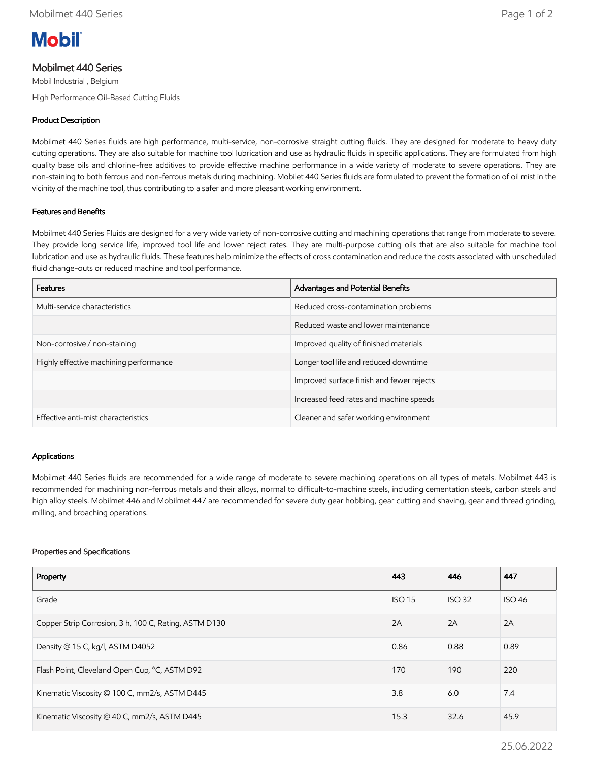# Mobilmet 440 Series

Mobil Industrial , Belgium

High Performance Oil-Based Cutting Fluids

## Product Description

Mobilmet 440 Series fluids are high performance, multi-service, non-corrosive straight cutting fluids. They are designed for moderate to heavy duty cutting operations. They are also suitable for machine tool lubrication and use as hydraulic fluids in specific applications. They are formulated from high quality base oils and chlorine-free additives to provide effective machine performance in a wide variety of moderate to severe operations. They are non-staining to both ferrous and non-ferrous metals during machining. Mobilet 440 Series fluids are formulated to prevent the formation of oil mist in the vicinity of the machine tool, thus contributing to a safer and more pleasant working environment.

## Features and Benefits

Mobilmet 440 Series Fluids are designed for a very wide variety of non-corrosive cutting and machining operations that range from moderate to severe. They provide long service life, improved tool life and lower reject rates. They are multi-purpose cutting oils that are also suitable for machine tool lubrication and use as hydraulic fluids. These features help minimize the effects of cross contamination and reduce the costs associated with unscheduled fluid change-outs or reduced machine and tool performance.

| Features | Advantages and Potential Benefits |
|---|---|
| Multi-service characteristics | Reduced cross-contamination problems |
| | Reduced waste and lower maintenance |
| Non-corrosive / non-staining | Improved quality of finished materials |
| Highly effective machining performance | Longer tool life and reduced downtime |
| | Improved surface finish and fewer rejects |
| | Increased feed rates and machine speeds |
| Effective anti-mist characteristics | Cleaner and safer working environment |

## Applications

Mobilmet 440 Series fluids are recommended for a wide range of moderate to severe machining operations on all types of metals. Mobilmet 443 is recommended for machining non-ferrous metals and their alloys, normal to difficult-to-machine steels, including cementation steels, carbon steels and high alloy steels. Mobilmet 446 and Mobilmet 447 are recommended for severe duty gear hobbing, gear cutting and shaving, gear and thread grinding, milling, and broaching operations.

## Properties and Specifications

| Property | 443 | 446 | 447 |
|---|---|---|---|
| Grade | ISO 15 | ISO 32 | ISO 46 |
| Copper Strip Corrosion, 3 h, 100 C, Rating, ASTM D130 | 2A | 2A | 2A |
| Density @ 15 C, kg/l, ASTM D4052 | 0.86 | 0.88 | 0.89 |
| Flash Point, Cleveland Open Cup, °C, ASTM D92 | 170 | 190 | 220 |
| Kinematic Viscosity @ 100 C, mm2/s, ASTM D445 | 3.8 | 6.0 | 7.4 |
| Kinematic Viscosity @ 40 C, mm2/s, ASTM D445 | 15.3 | 32.6 | 45.9 |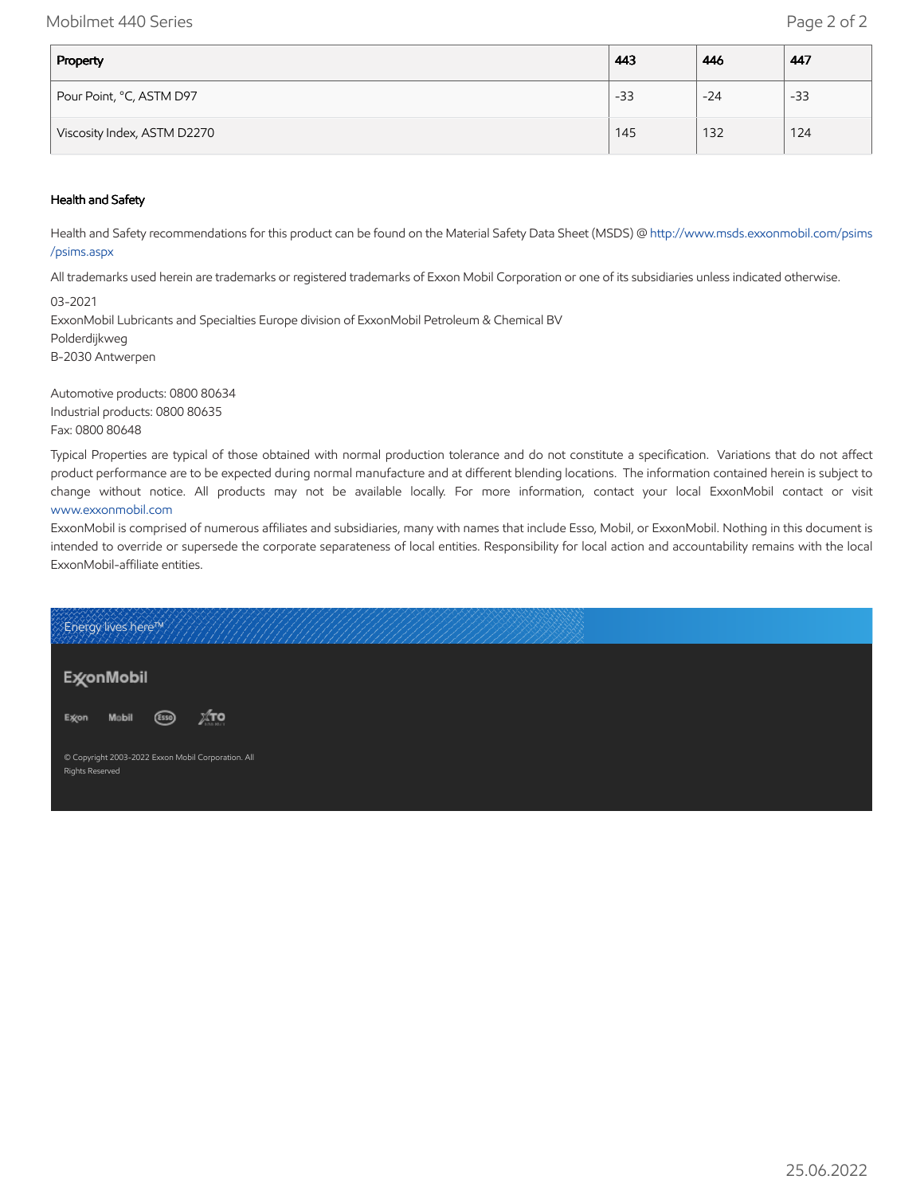| Property | 443 | 446 | 447 |
| --- | --- | --- | --- |
| Pour Point, °C, ASTM D97 | -33 | -24 | -33 |
| Viscosity Index, ASTM D2270 | 145 | 132 | 124 |

#### Health and Safety

Health and Safety recommendations for this product can be found on the Material Safety Data Sheet (MSDS) @ http://www.msds.exxonmobil.com/psims/psims.aspx

All trademarks used herein are trademarks or registered trademarks of Exxon Mobil Corporation or one of its subsidiaries unless indicated otherwise.

03-2021
ExxonMobil Lubricants and Specialties Europe division of ExxonMobil Petroleum & Chemical BV
Polderdijkweg
B-2030 Antwerpen

Automotive products: 0800 80634
Industrial products: 0800 80635
Fax: 0800 80648

Typical Properties are typical of those obtained with normal production tolerance and do not constitute a specification. Variations that do not affect product performance are to be expected during normal manufacture and at different blending locations. The information contained herein is subject to change without notice. All products may not be available locally. For more information, contact your local ExxonMobil contact or visit www.exxonmobil.com

ExxonMobil is comprised of numerous affiliates and subsidiaries, many with names that include Esso, Mobil, or ExxonMobil. Nothing in this document is intended to override or supersede the corporate separateness of local entities. Responsibility for local action and accountability remains with the local ExxonMobil-affiliate entities.

Energy lives here™

ExxonMobil

© Copyright 2003-2022 Exxon Mobil Corporation. All Rights Reserved